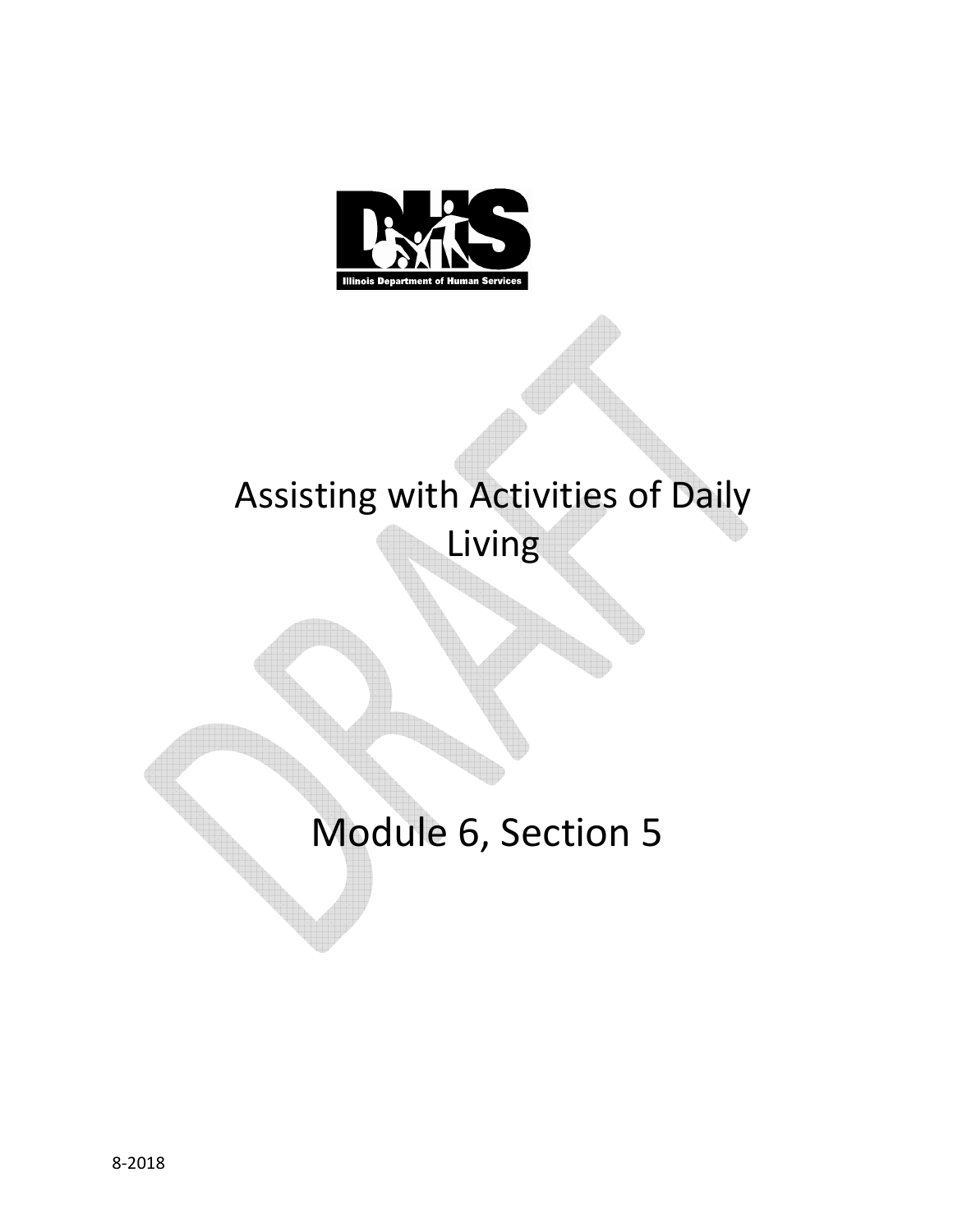Illinois Department of Human Services

# Assisting with Activities of Daily Living

# Module 6, Section 5

8-2018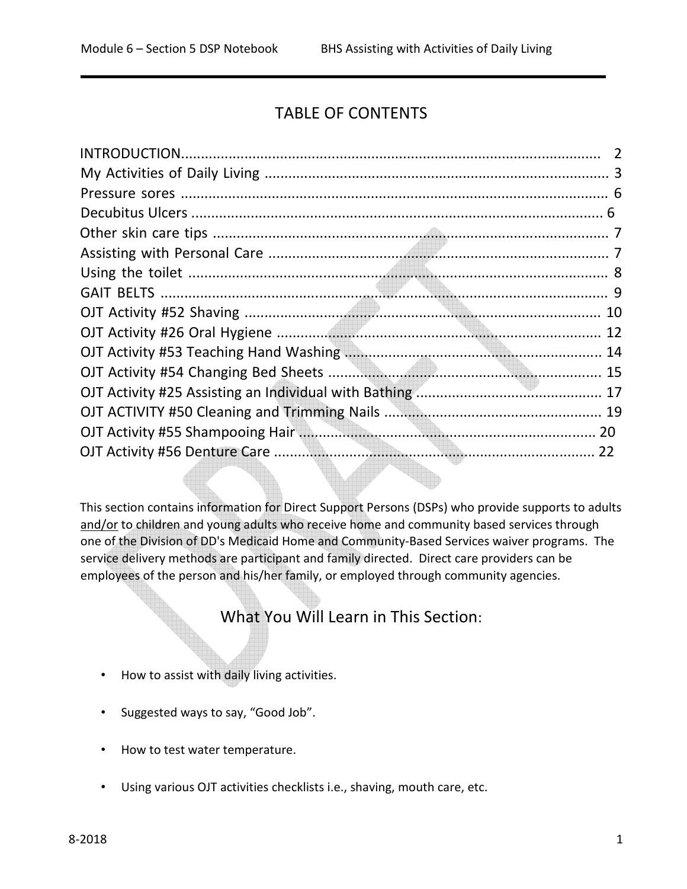# TABLE OF CONTENTS

INTRODUCTION........................................................................................................ 2
My Activities of Daily Living ........................................................................................ 3
Pressure sores ........................................................................................................... 6
Decubitus Ulcers ....................................................................................................... 6
Other skin care tips .................................................................................................... 7
Assisting with Personal Care ...................................................................................... 7
Using the toilet ........................................................................................................... 8
GAIT BELTS ................................................................................................................ 9
OJT Activity #52 Shaving ............................................................................................ 10
OJT Activity #26 Oral Hygiene .................................................................................... 12
OJT Activity #53 Teaching Hand Washing .................................................................. 14
OJT Activity #54 Changing Bed Sheets ...................................................................... 15
OJT Activity #25 Assisting an Individual with Bathing ................................................ 17
OJT ACTIVITY #50 Cleaning and Trimming Nails ........................................................ 19
OJT Activity #55 Shampooing Hair ............................................................................ 20
OJT Activity #56 Denture Care .................................................................................. 22

This section contains information for Direct Support Persons (DSPs) who provide supports to adults and/or to children and young adults who receive home and community based services through one of the Division of DD's Medicaid Home and Community-Based Services waiver programs. The service delivery methods are participant and family directed. Direct care providers can be employees of the person and his/her family, or employed through community agencies.

## What You Will Learn in This Section:

- How to assist with daily living activities.
- Suggested ways to say, "Good Job".
- How to test water temperature.
- Using various OJT activities checklists i.e., shaving, mouth care, etc.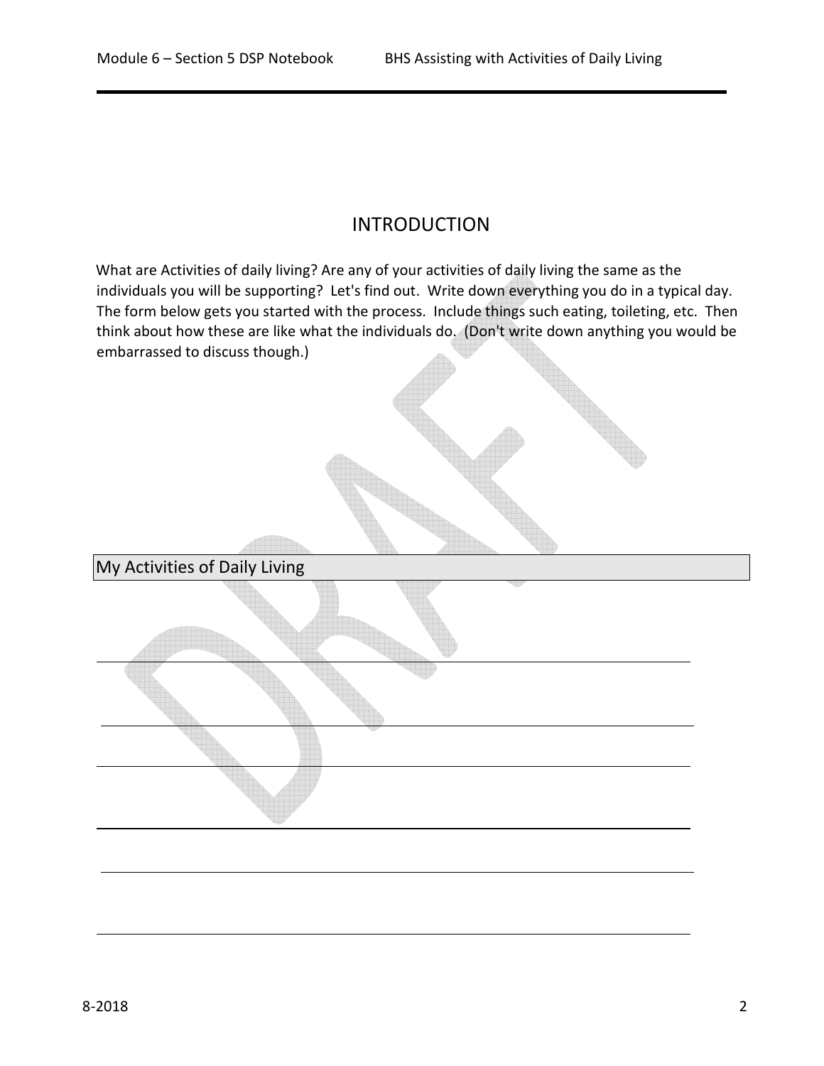# INTRODUCTION

What are Activities of daily living? Are any of your activities of daily living the same as the individuals you will be supporting? Let's find out. Write down everything you do in a typical day. The form below gets you started with the process. Include things such eating, toileting, etc. Then think about how these are like what the individuals do. (Don't write down anything you would be embarrassed to discuss though.)

| My Activities of Daily Living |
| --- |
| |
| |
| |
| |
| |
| |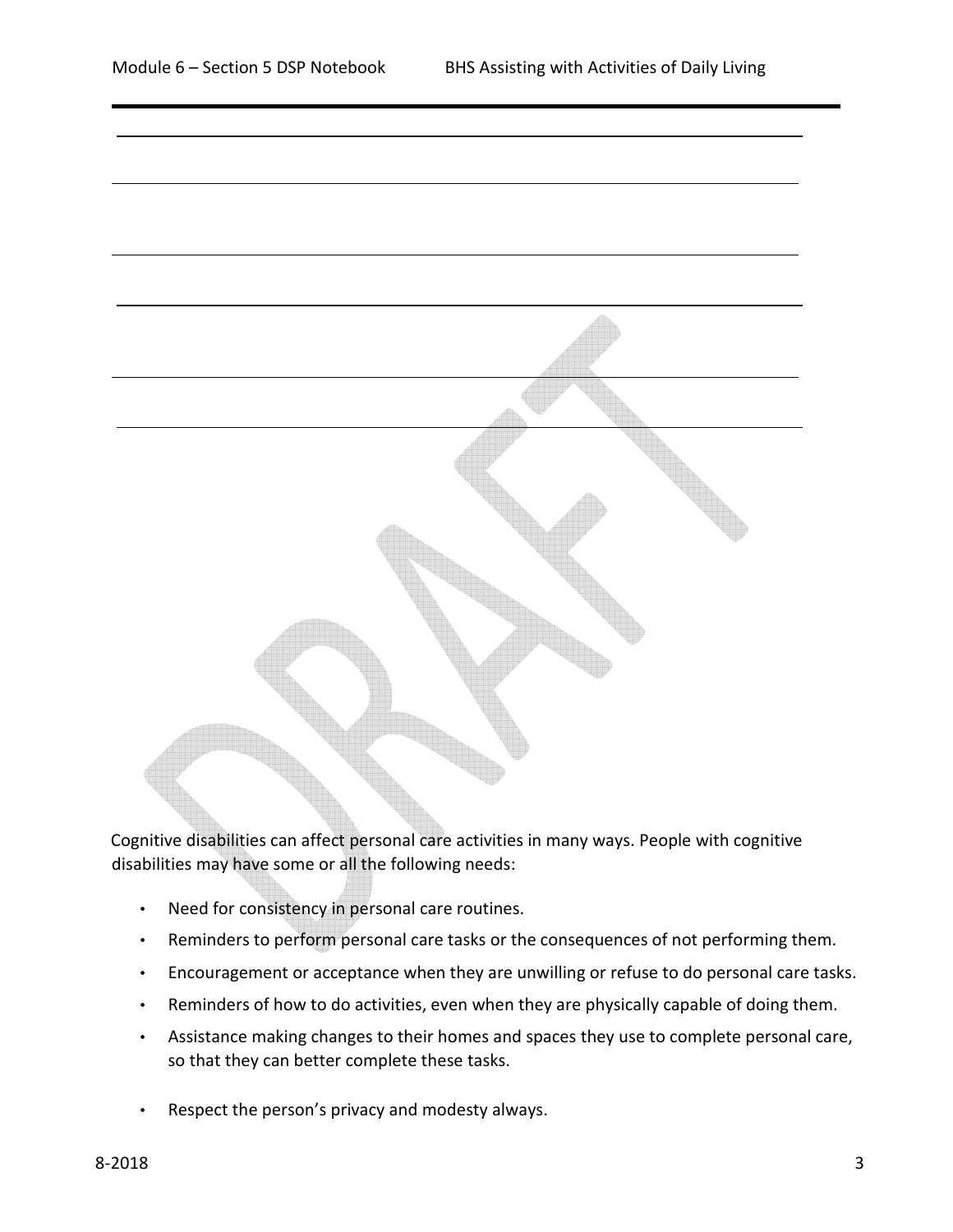Cognitive disabilities can affect personal care activities in many ways. People with cognitive disabilities may have some or all the following needs:

- Need for consistency in personal care routines.
- Reminders to perform personal care tasks or the consequences of not performing them.
- Encouragement or acceptance when they are unwilling or refuse to do personal care tasks.
- Reminders of how to do activities, even when they are physically capable of doing them.
- Assistance making changes to their homes and spaces they use to complete personal care, so that they can better complete these tasks.
- Respect the person's privacy and modesty always.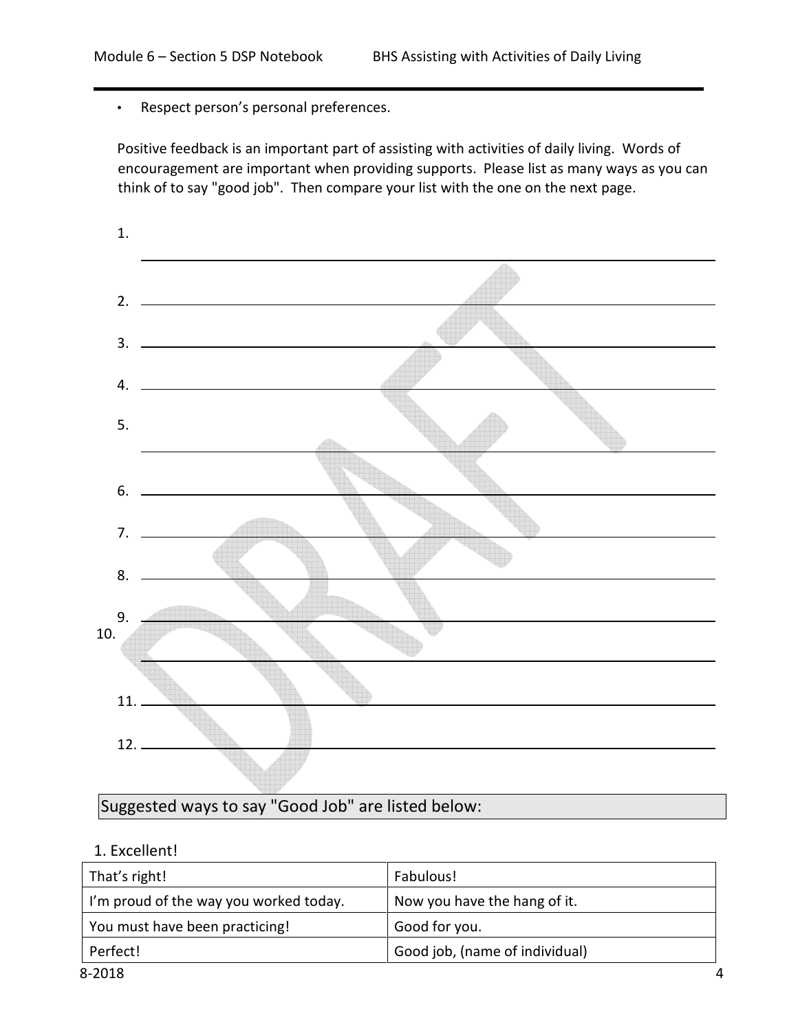- Respect person's personal preferences.

Positive feedback is an important part of assisting with activities of daily living. Words of encouragement are important when providing supports. Please list as many ways as you can think of to say "good job". Then compare your list with the one on the next page.

1. ______________________________

2. ______________________________

3. ______________________________

4. ______________________________

5. ______________________________

6. ______________________________

7. ______________________________

8. ______________________________

9. ______________________________

10. ______________________________

11. ______________________________

12. ______________________________

## Suggested ways to say "Good Job" are listed below:

1. Excellent!

| That's right! | Fabulous! |
|---|---|
| I'm proud of the way you worked today. | Now you have the hang of it. |
| You must have been practicing! | Good for you. |
| Perfect! | Good job, (name of individual) |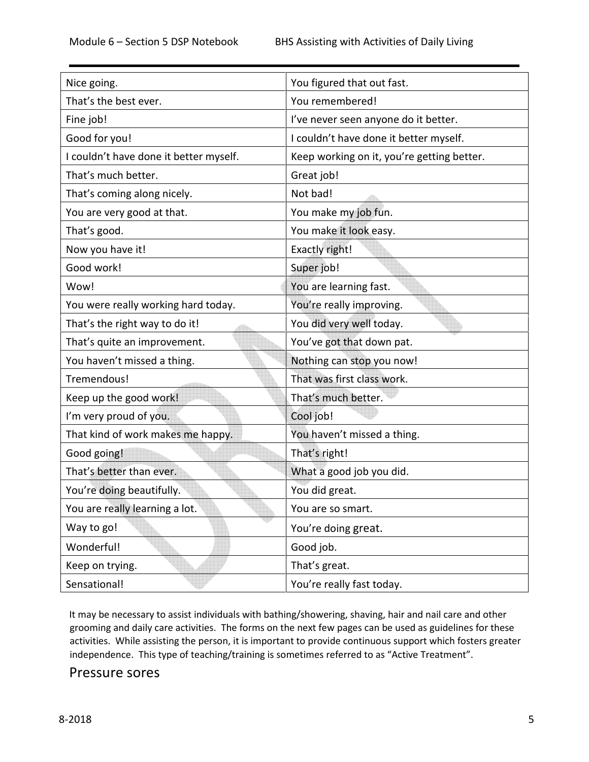| Nice going. | You figured that out fast. |
|---|---|
| That's the best ever. | You remembered! |
| Fine job! | I've never seen anyone do it better. |
| Good for you! | I couldn't have done it better myself. |
| I couldn't have done it better myself. | Keep working on it, you're getting better. |
| That's much better. | Great job! |
| That's coming along nicely. | Not bad! |
| You are very good at that. | You make my job fun. |
| That's good. | You make it look easy. |
| Now you have it! | Exactly right! |
| Good work! | Super job! |
| Wow! | You are learning fast. |
| You were really working hard today. | You're really improving. |
| That's the right way to do it! | You did very well today. |
| That's quite an improvement. | You've got that down pat. |
| You haven't missed a thing. | Nothing can stop you now! |
| Tremendous! | That was first class work. |
| Keep up the good work! | That's much better. |
| I'm very proud of you. | Cool job! |
| That kind of work makes me happy. | You haven't missed a thing. |
| Good going! | That's right! |
| That's better than ever. | What a good job you did. |
| You're doing beautifully. | You did great. |
| You are really learning a lot. | You are so smart. |
| Way to go! | You're doing great. |
| Wonderful! | Good job. |
| Keep on trying. | That's great. |
| Sensational! | You're really fast today. |

It may be necessary to assist individuals with bathing/showering, shaving, hair and nail care and other grooming and daily care activities. The forms on the next few pages can be used as guidelines for these activities. While assisting the person, it is important to provide continuous support which fosters greater independence. This type of teaching/training is sometimes referred to as "Active Treatment".

## Pressure sores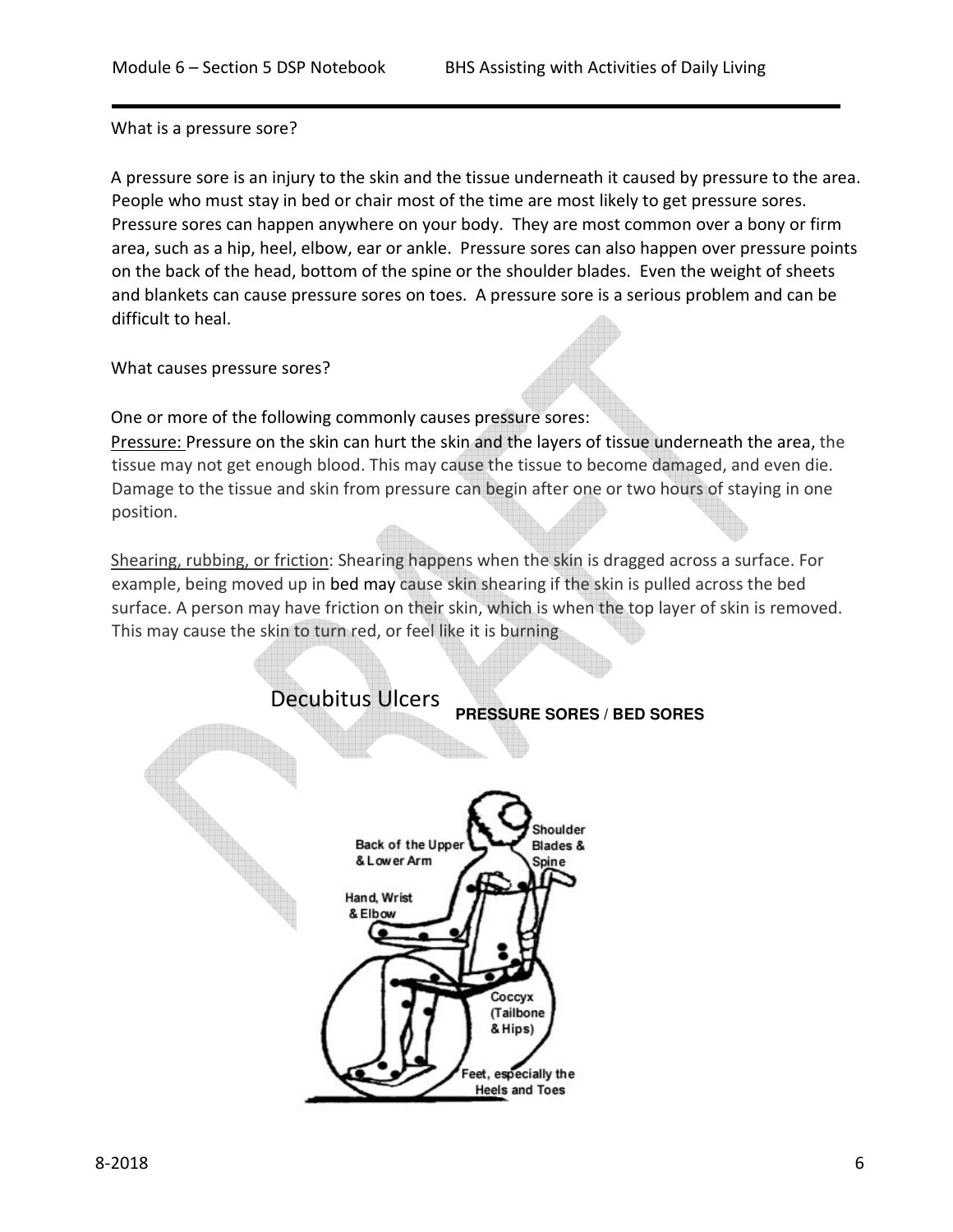What is a pressure sore?

A pressure sore is an injury to the skin and the tissue underneath it caused by pressure to the area. People who must stay in bed or chair most of the time are most likely to get pressure sores. Pressure sores can happen anywhere on your body. They are most common over a bony or firm area, such as a hip, heel, elbow, ear or ankle. Pressure sores can also happen over pressure points on the back of the head, bottom of the spine or the shoulder blades. Even the weight of sheets and blankets can cause pressure sores on toes. A pressure sore is a serious problem and can be difficult to heal.

What causes pressure sores?

One or more of the following commonly causes pressure sores:

Pressure: Pressure on the skin can hurt the skin and the layers of tissue underneath the area, the tissue may not get enough blood. This may cause the tissue to become damaged, and even die. Damage to the tissue and skin from pressure can begin after one or two hours of staying in one position.

Shearing, rubbing, or friction: Shearing happens when the skin is dragged across a surface. For example, being moved up in bed may cause skin shearing if the skin is pulled across the bed surface. A person may have friction on their skin, which is when the top layer of skin is removed. This may cause the skin to turn red, or feel like it is burning

Decubitus Ulcers **PRESSURE SORES / BED SORES**

Back of the Upper & Lower Arm

Shoulder Blades & Spine

Hand, Wrist & Elbow

Coccyx (Tailbone & Hips)

Feet, especially the Heels and Toes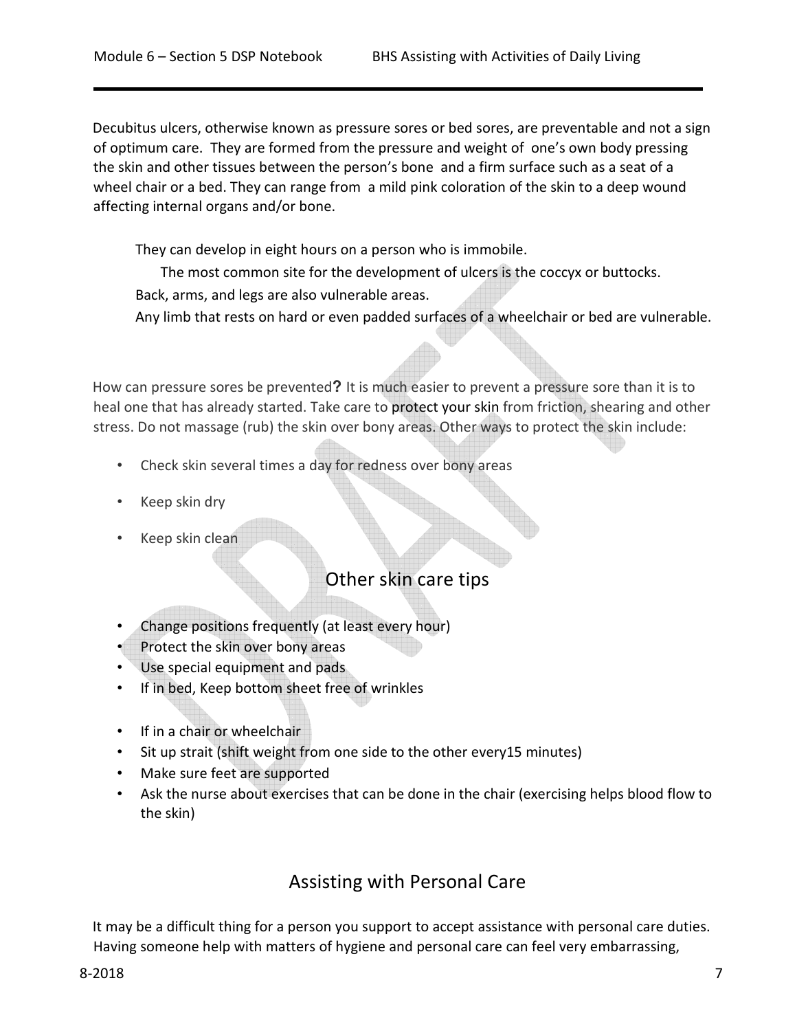Decubitus ulcers, otherwise known as pressure sores or bed sores, are preventable and not a sign of optimum care. They are formed from the pressure and weight of one's own body pressing the skin and other tissues between the person's bone and a firm surface such as a seat of a wheel chair or a bed. They can range from a mild pink coloration of the skin to a deep wound affecting internal organs and/or bone.

They can develop in eight hours on a person who is immobile.

The most common site for the development of ulcers is the coccyx or buttocks.

Back, arms, and legs are also vulnerable areas.

Any limb that rests on hard or even padded surfaces of a wheelchair or bed are vulnerable.

How can pressure sores be prevented**?** It is much easier to prevent a pressure sore than it is to heal one that has already started. Take care to protect your skin from friction, shearing and other stress. Do not massage (rub) the skin over bony areas. Other ways to protect the skin include:

- Check skin several times a day for redness over bony areas
- Keep skin dry
- Keep skin clean

## Other skin care tips

- Change positions frequently (at least every hour)
- Protect the skin over bony areas
- Use special equipment and pads
- If in bed, Keep bottom sheet free of wrinkles

- If in a chair or wheelchair
- Sit up strait (shift weight from one side to the other every15 minutes)
- Make sure feet are supported
- Ask the nurse about exercises that can be done in the chair (exercising helps blood flow to the skin)

## Assisting with Personal Care

It may be a difficult thing for a person you support to accept assistance with personal care duties. Having someone help with matters of hygiene and personal care can feel very embarrassing,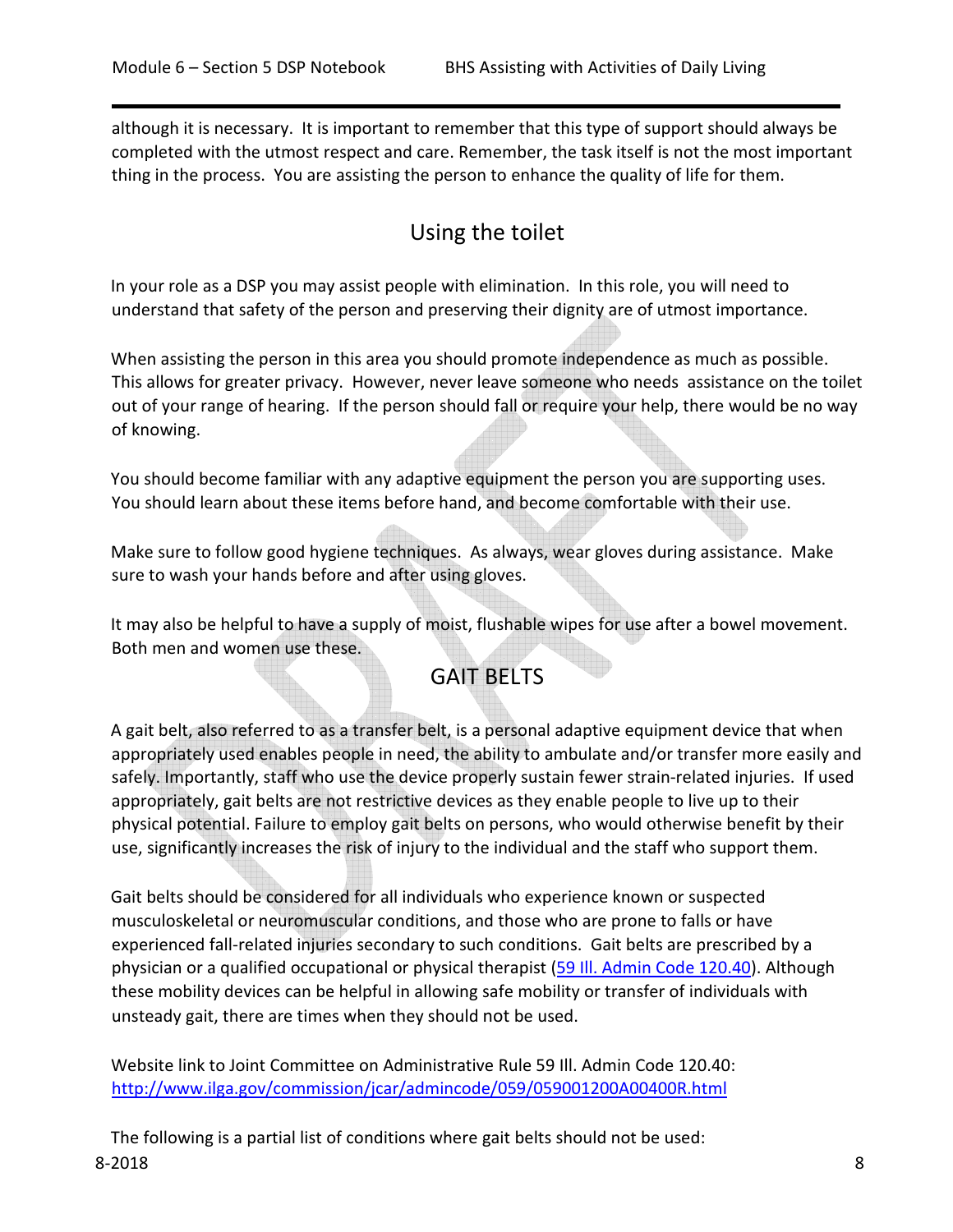although it is necessary. It is important to remember that this type of support should always be completed with the utmost respect and care. Remember, the task itself is not the most important thing in the process. You are assisting the person to enhance the quality of life for them.

## Using the toilet

In your role as a DSP you may assist people with elimination. In this role, you will need to understand that safety of the person and preserving their dignity are of utmost importance.

When assisting the person in this area you should promote independence as much as possible. This allows for greater privacy. However, never leave someone who needs assistance on the toilet out of your range of hearing. If the person should fall or require your help, there would be no way of knowing.

You should become familiar with any adaptive equipment the person you are supporting uses. You should learn about these items before hand, and become comfortable with their use.

Make sure to follow good hygiene techniques. As always, wear gloves during assistance. Make sure to wash your hands before and after using gloves.

It may also be helpful to have a supply of moist, flushable wipes for use after a bowel movement. Both men and women use these.

## GAIT BELTS

A gait belt, also referred to as a transfer belt, is a personal adaptive equipment device that when appropriately used enables people in need, the ability to ambulate and/or transfer more easily and safely. Importantly, staff who use the device properly sustain fewer strain-related injuries. If used appropriately, gait belts are not restrictive devices as they enable people to live up to their physical potential. Failure to employ gait belts on persons, who would otherwise benefit by their use, significantly increases the risk of injury to the individual and the staff who support them.

Gait belts should be considered for all individuals who experience known or suspected musculoskeletal or neuromuscular conditions, and those who are prone to falls or have experienced fall-related injuries secondary to such conditions. Gait belts are prescribed by a physician or a qualified occupational or physical therapist ([59 Ill. Admin Code 120.40](http://www.ilga.gov/commission/jcar/admincode/059/059001200A00400R.html)). Although these mobility devices can be helpful in allowing safe mobility or transfer of individuals with unsteady gait, there are times when they should not be used.

Website link to Joint Committee on Administrative Rule 59 Ill. Admin Code 120.40: [http://www.ilga.gov/commission/jcar/admincode/059/059001200A00400R.html](http://www.ilga.gov/commission/jcar/admincode/059/059001200A00400R.html)

The following is a partial list of conditions where gait belts should not be used: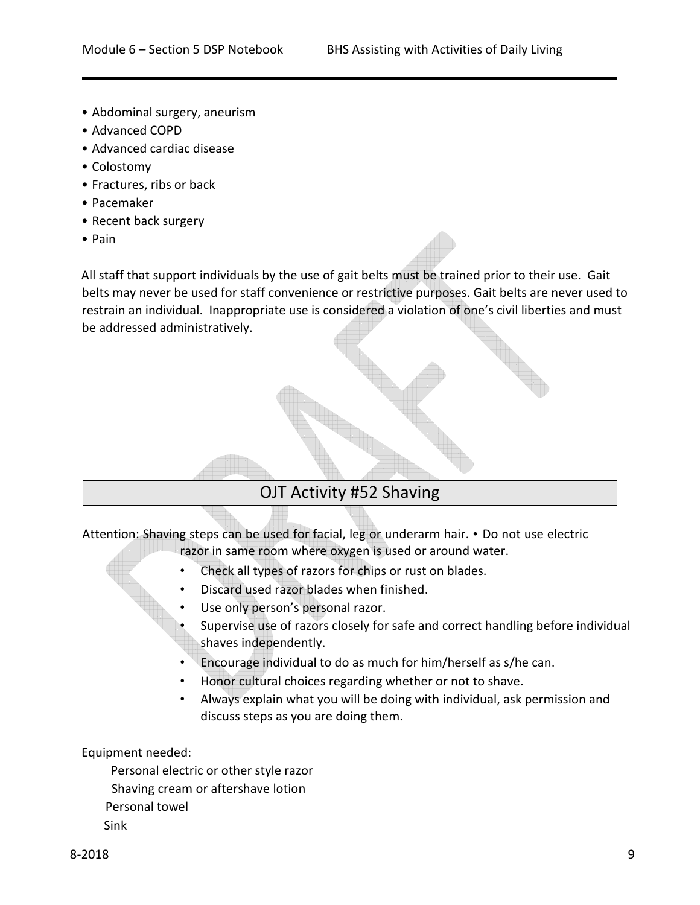- Abdominal surgery, aneurism
- Advanced COPD
- Advanced cardiac disease
- Colostomy
- Fractures, ribs or back
- Pacemaker
- Recent back surgery
- Pain

All staff that support individuals by the use of gait belts must be trained prior to their use. Gait belts may never be used for staff convenience or restrictive purposes. Gait belts are never used to restrain an individual. Inappropriate use is considered a violation of one's civil liberties and must be addressed administratively.

## OJT Activity #52 Shaving

Attention: Shaving steps can be used for facial, leg or underarm hair. • Do not use electric razor in same room where oxygen is used or around water.

- Check all types of razors for chips or rust on blades.
- Discard used razor blades when finished.
- Use only person's personal razor.
- Supervise use of razors closely for safe and correct handling before individual shaves independently.
- Encourage individual to do as much for him/herself as s/he can.
- Honor cultural choices regarding whether or not to shave.
- Always explain what you will be doing with individual, ask permission and discuss steps as you are doing them.

Equipment needed:

Personal electric or other style razor
Shaving cream or aftershave lotion
Personal towel
Sink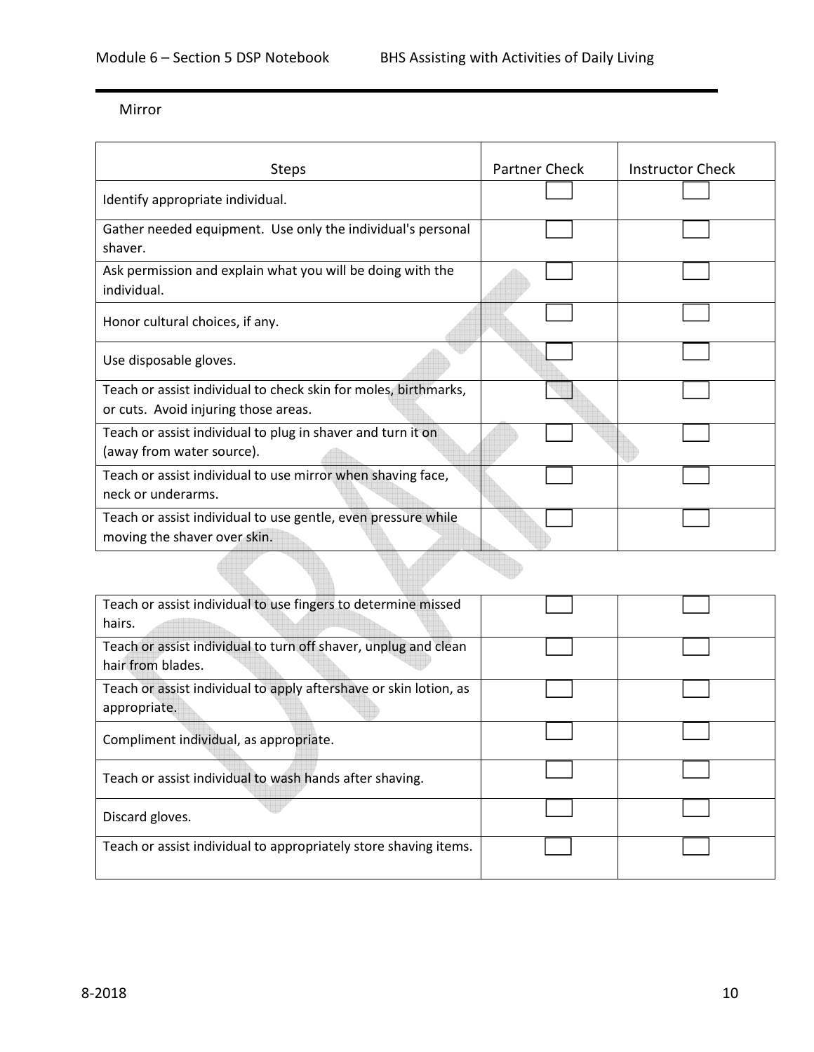Mirror

| Steps | Partner Check | Instructor Check |
|---|---|---|
| Identify appropriate individual. | ☐ | ☐ |
| Gather needed equipment. Use only the individual's personal shaver. | ☐ | ☐ |
| Ask permission and explain what you will be doing with the individual. | ☐ | ☐ |
| Honor cultural choices, if any. | ☐ | ☐ |
| Use disposable gloves. | ☐ | ☐ |
| Teach or assist individual to check skin for moles, birthmarks, or cuts. Avoid injuring those areas. | ☐ | ☐ |
| Teach or assist individual to plug in shaver and turn it on (away from water source). | ☐ | ☐ |
| Teach or assist individual to use mirror when shaving face, neck or underarms. | ☐ | ☐ |
| Teach or assist individual to use gentle, even pressure while moving the shaver over skin. | ☐ | ☐ |
| Teach or assist individual to use fingers to determine missed hairs. | ☐ | ☐ |
| Teach or assist individual to turn off shaver, unplug and clean hair from blades. | ☐ | ☐ |
| Teach or assist individual to apply aftershave or skin lotion, as appropriate. | ☐ | ☐ |
| Compliment individual, as appropriate. | ☐ | ☐ |
| Teach or assist individual to wash hands after shaving. | ☐ | ☐ |
| Discard gloves. | ☐ | ☐ |
| Teach or assist individual to appropriately store shaving items. | ☐ | ☐ |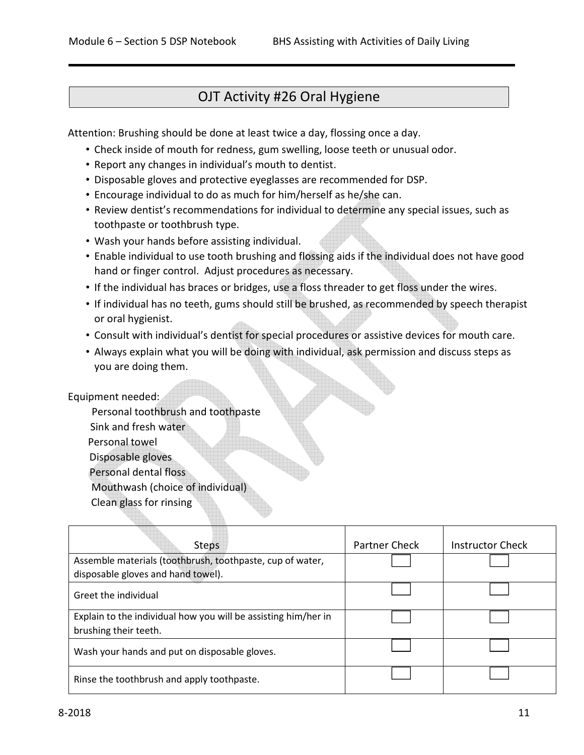# OJT Activity #26 Oral Hygiene

Attention: Brushing should be done at least twice a day, flossing once a day.

- Check inside of mouth for redness, gum swelling, loose teeth or unusual odor.
- Report any changes in individual's mouth to dentist.
- Disposable gloves and protective eyeglasses are recommended for DSP.
- Encourage individual to do as much for him/herself as he/she can.
- Review dentist's recommendations for individual to determine any special issues, such as toothpaste or toothbrush type.
- Wash your hands before assisting individual.
- Enable individual to use tooth brushing and flossing aids if the individual does not have good hand or finger control. Adjust procedures as necessary.
- If the individual has braces or bridges, use a floss threader to get floss under the wires.
- If individual has no teeth, gums should still be brushed, as recommended by speech therapist or oral hygienist.
- Consult with individual's dentist for special procedures or assistive devices for mouth care.
- Always explain what you will be doing with individual, ask permission and discuss steps as you are doing them.

Equipment needed:

Personal toothbrush and toothpaste
Sink and fresh water
Personal towel
Disposable gloves
Personal dental floss
Mouthwash (choice of individual)
Clean glass for rinsing

| Steps | Partner Check | Instructor Check |
| --- | --- | --- |
| Assemble materials (toothbrush, toothpaste, cup of water, disposable gloves and hand towel). | ☐ | ☐ |
| Greet the individual | ☐ | ☐ |
| Explain to the individual how you will be assisting him/her in brushing their teeth. | ☐ | ☐ |
| Wash your hands and put on disposable gloves. | ☐ | ☐ |
| Rinse the toothbrush and apply toothpaste. | ☐ | ☐ |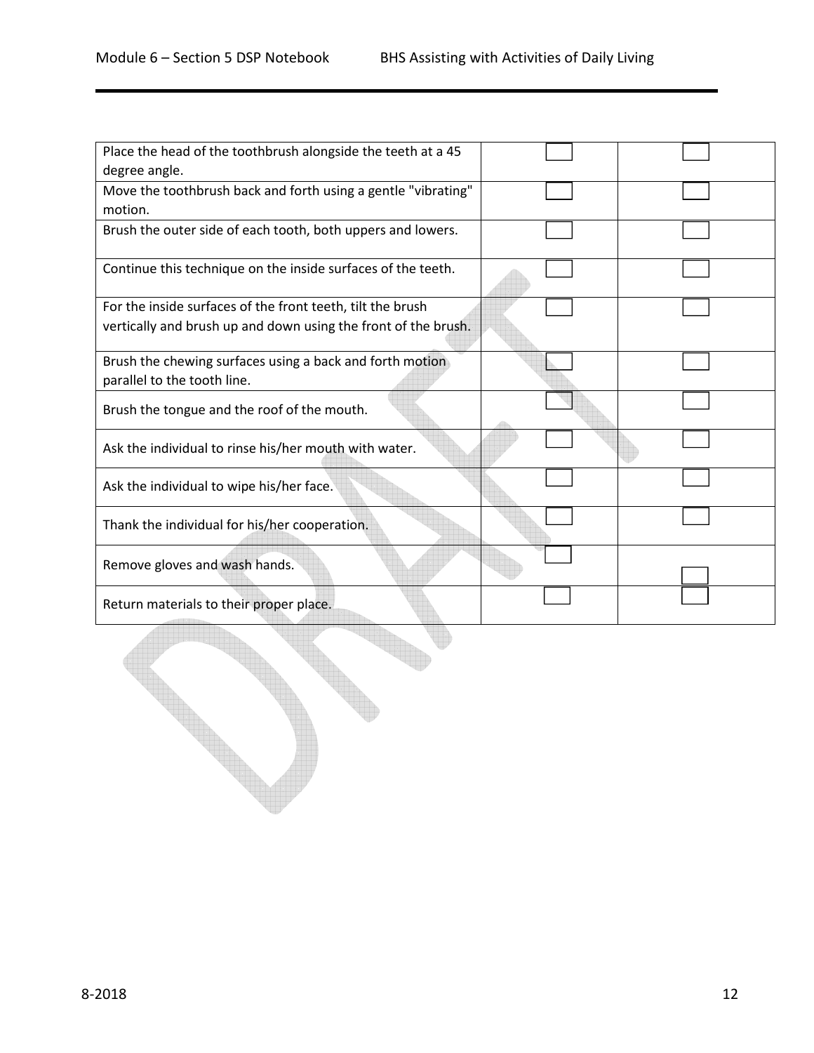| | | |
|---|---|---|
| Place the head of the toothbrush alongside the teeth at a 45 degree angle. | ☐ | ☐ |
| Move the toothbrush back and forth using a gentle "vibrating" motion. | ☐ | ☐ |
| Brush the outer side of each tooth, both uppers and lowers. | ☐ | ☐ |
| Continue this technique on the inside surfaces of the teeth. | ☐ | ☐ |
| For the inside surfaces of the front teeth, tilt the brush vertically and brush up and down using the front of the brush. | ☐ | ☐ |
| Brush the chewing surfaces using a back and forth motion parallel to the tooth line. | ☐ | ☐ |
| Brush the tongue and the roof of the mouth. | ☐ | ☐ |
| Ask the individual to rinse his/her mouth with water. | ☐ | ☐ |
| Ask the individual to wipe his/her face. | ☐ | ☐ |
| Thank the individual for his/her cooperation. | ☐ | ☐ |
| Remove gloves and wash hands. | ☐ | ☐ |
| Return materials to their proper place. | ☐ | ☐ |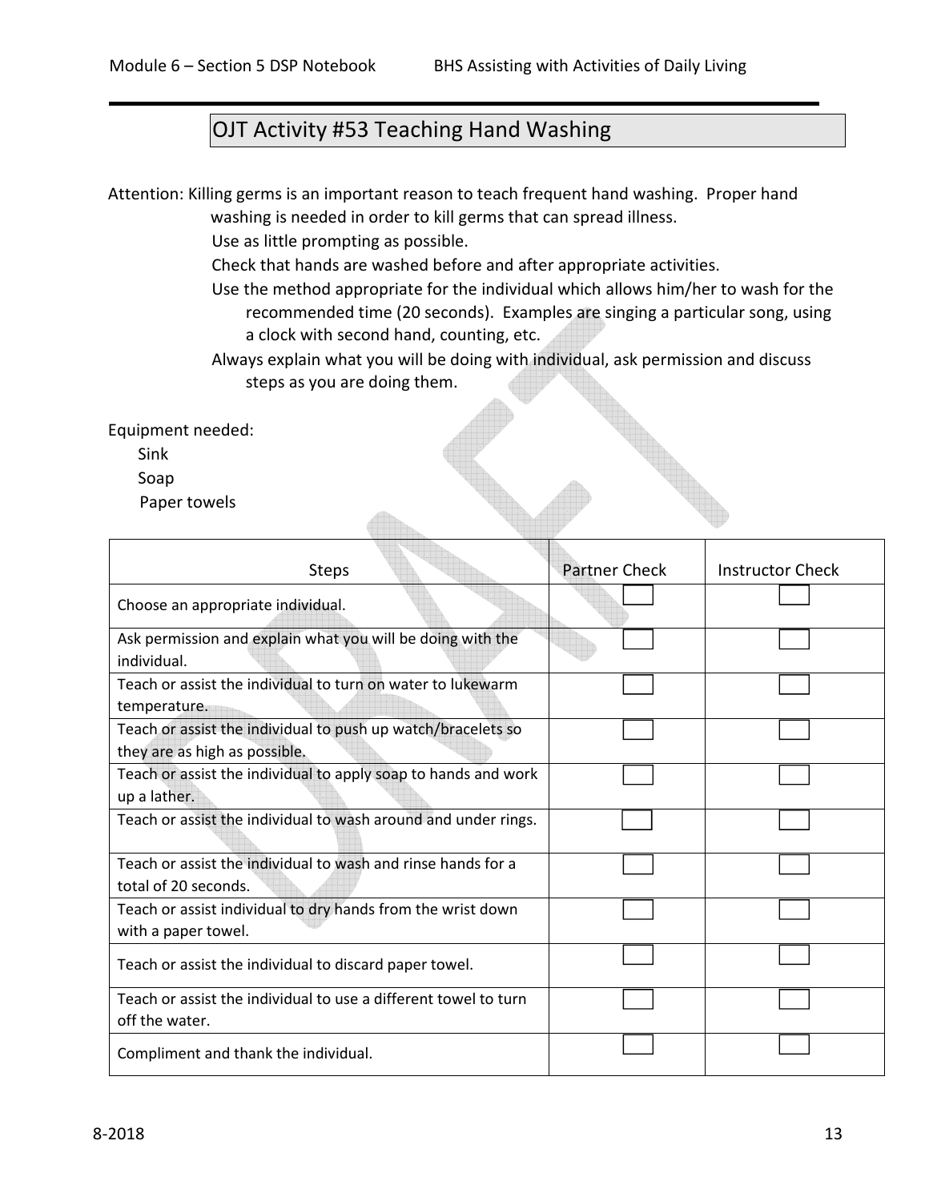# OJT Activity #53 Teaching Hand Washing

Attention: Killing germs is an important reason to teach frequent hand washing. Proper hand washing is needed in order to kill germs that can spread illness.

Use as little prompting as possible.

Check that hands are washed before and after appropriate activities.

Use the method appropriate for the individual which allows him/her to wash for the recommended time (20 seconds). Examples are singing a particular song, using a clock with second hand, counting, etc.

Always explain what you will be doing with individual, ask permission and discuss steps as you are doing them.

Equipment needed:

- Sink
- Soap
- Paper towels

| Steps | Partner Check | Instructor Check |
|---|---|---|
| Choose an appropriate individual. | ☐ | ☐ |
| Ask permission and explain what you will be doing with the individual. | ☐ | ☐ |
| Teach or assist the individual to turn on water to lukewarm temperature. | ☐ | ☐ |
| Teach or assist the individual to push up watch/bracelets so they are as high as possible. | ☐ | ☐ |
| Teach or assist the individual to apply soap to hands and work up a lather. | ☐ | ☐ |
| Teach or assist the individual to wash around and under rings. | ☐ | ☐ |
| Teach or assist the individual to wash and rinse hands for a total of 20 seconds. | ☐ | ☐ |
| Teach or assist individual to dry hands from the wrist down with a paper towel. | ☐ | ☐ |
| Teach or assist the individual to discard paper towel. | ☐ | ☐ |
| Teach or assist the individual to use a different towel to turn off the water. | ☐ | ☐ |
| Compliment and thank the individual. | ☐ | ☐ |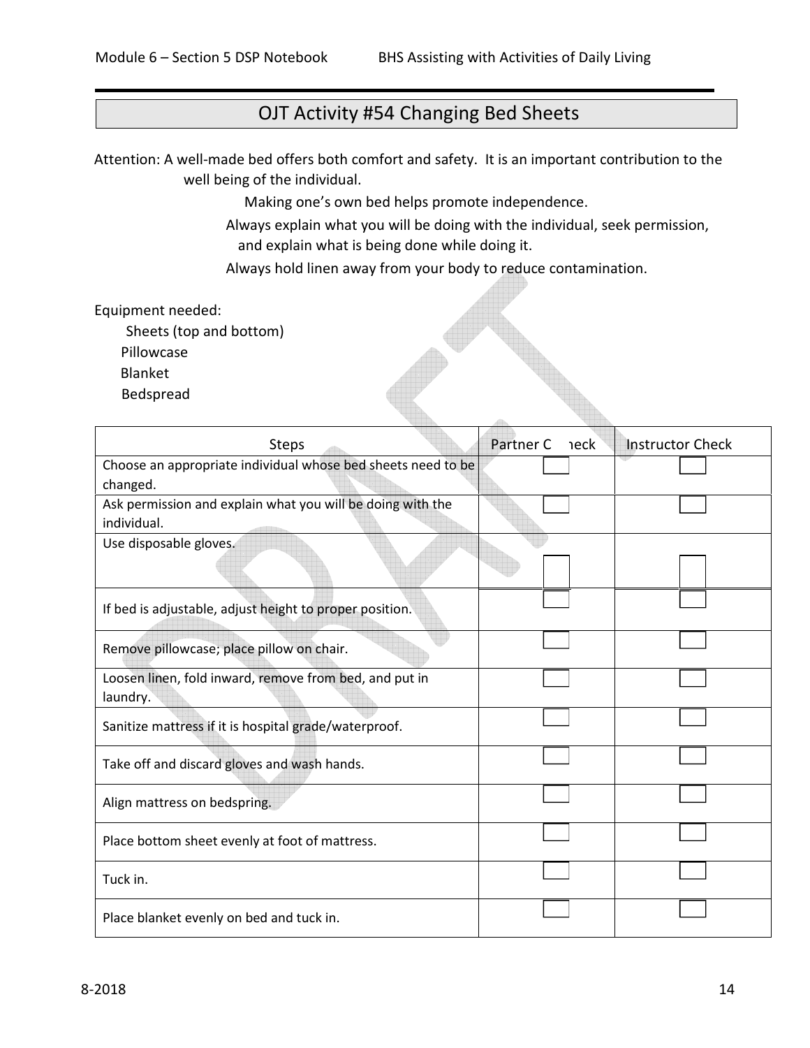# OJT Activity #54 Changing Bed Sheets

Attention: A well-made bed offers both comfort and safety. It is an important contribution to the well being of the individual.

Making one's own bed helps promote independence.

Always explain what you will be doing with the individual, seek permission, and explain what is being done while doing it.

Always hold linen away from your body to reduce contamination.

Equipment needed:

- Sheets (top and bottom)
- Pillowcase
- Blanket
- Bedspread

| Steps | Partner Check | Instructor Check |
|---|---|---|
| Choose an appropriate individual whose bed sheets need to be changed. | ☐ | ☐ |
| Ask permission and explain what you will be doing with the individual. | ☐ | ☐ |
| Use disposable gloves. | ☐ | ☐ |
| If bed is adjustable, adjust height to proper position. | ☐ | ☐ |
| Remove pillowcase; place pillow on chair. | ☐ | ☐ |
| Loosen linen, fold inward, remove from bed, and put in laundry. | ☐ | ☐ |
| Sanitize mattress if it is hospital grade/waterproof. | ☐ | ☐ |
| Take off and discard gloves and wash hands. | ☐ | ☐ |
| Align mattress on bedspring. | ☐ | ☐ |
| Place bottom sheet evenly at foot of mattress. | ☐ | ☐ |
| Tuck in. | ☐ | ☐ |
| Place blanket evenly on bed and tuck in. | ☐ | ☐ |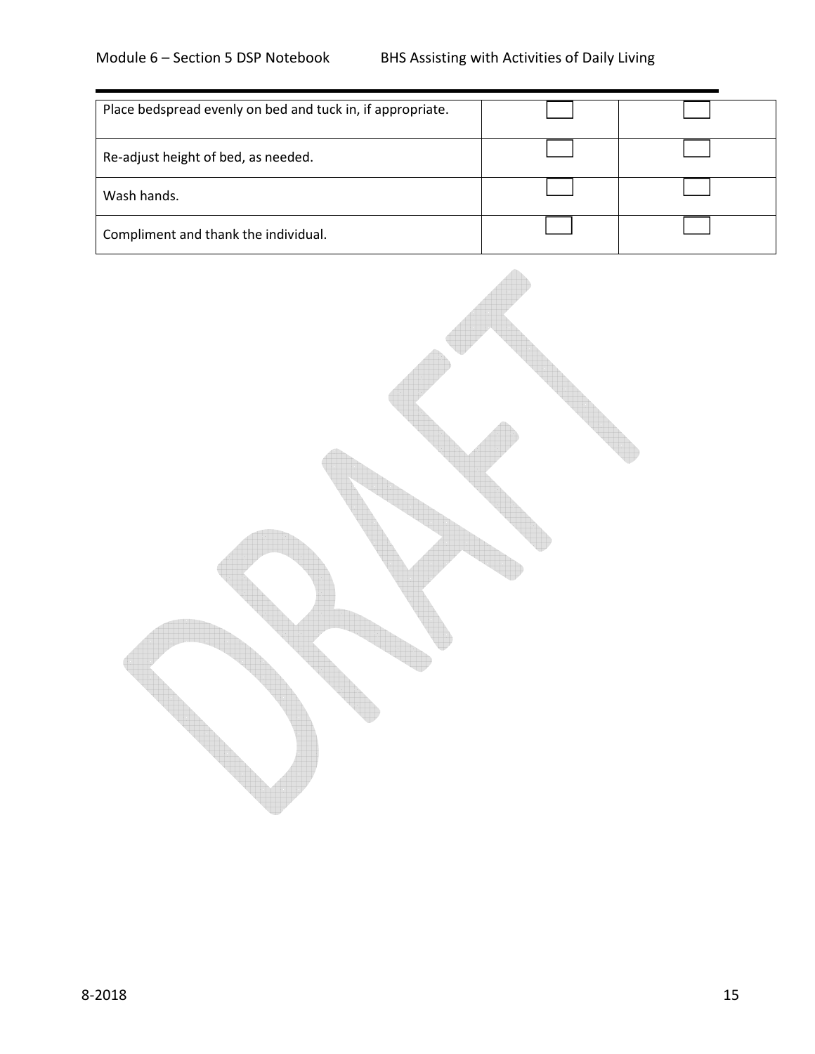| | | |
|---|---|---|
| Place bedspread evenly on bed and tuck in, if appropriate. | ☐ | ☐ |
| Re-adjust height of bed, as needed. | ☐ | ☐ |
| Wash hands. | ☐ | ☐ |
| Compliment and thank the individual. | ☐ | ☐ |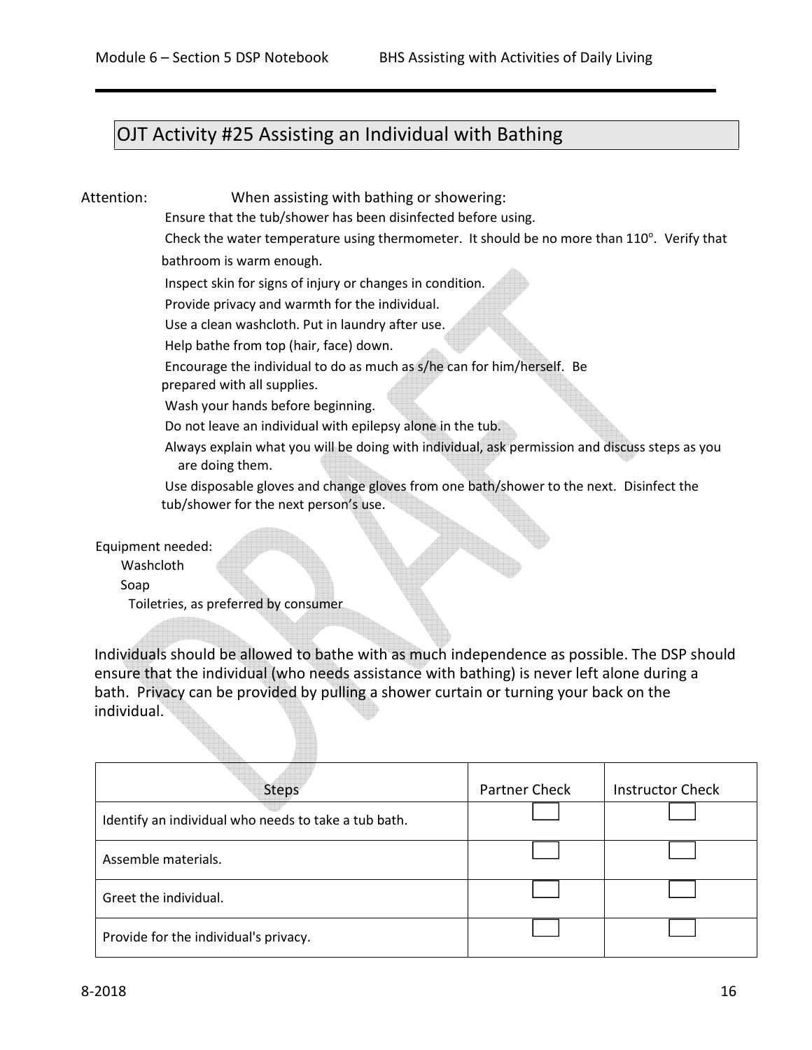## OJT Activity #25 Assisting an Individual with Bathing

Attention: When assisting with bathing or showering:

- Ensure that the tub/shower has been disinfected before using.
- Check the water temperature using thermometer. It should be no more than 110°. Verify that bathroom is warm enough.
- Inspect skin for signs of injury or changes in condition.
- Provide privacy and warmth for the individual.
- Use a clean washcloth. Put in laundry after use.
- Help bathe from top (hair, face) down.
- Encourage the individual to do as much as s/he can for him/herself. Be prepared with all supplies.
- Wash your hands before beginning.
- Do not leave an individual with epilepsy alone in the tub.
- Always explain what you will be doing with individual, ask permission and discuss steps as you are doing them.
- Use disposable gloves and change gloves from one bath/shower to the next. Disinfect the tub/shower for the next person's use.

Equipment needed:

- Washcloth
- Soap
- Toiletries, as preferred by consumer

Individuals should be allowed to bathe with as much independence as possible. The DSP should ensure that the individual (who needs assistance with bathing) is never left alone during a bath. Privacy can be provided by pulling a shower curtain or turning your back on the individual.

| Steps | Partner Check | Instructor Check |
|---|---|---|
| Identify an individual who needs to take a tub bath. | ☐ | ☐ |
| Assemble materials. | ☐ | ☐ |
| Greet the individual. | ☐ | ☐ |
| Provide for the individual's privacy. | ☐ | ☐ |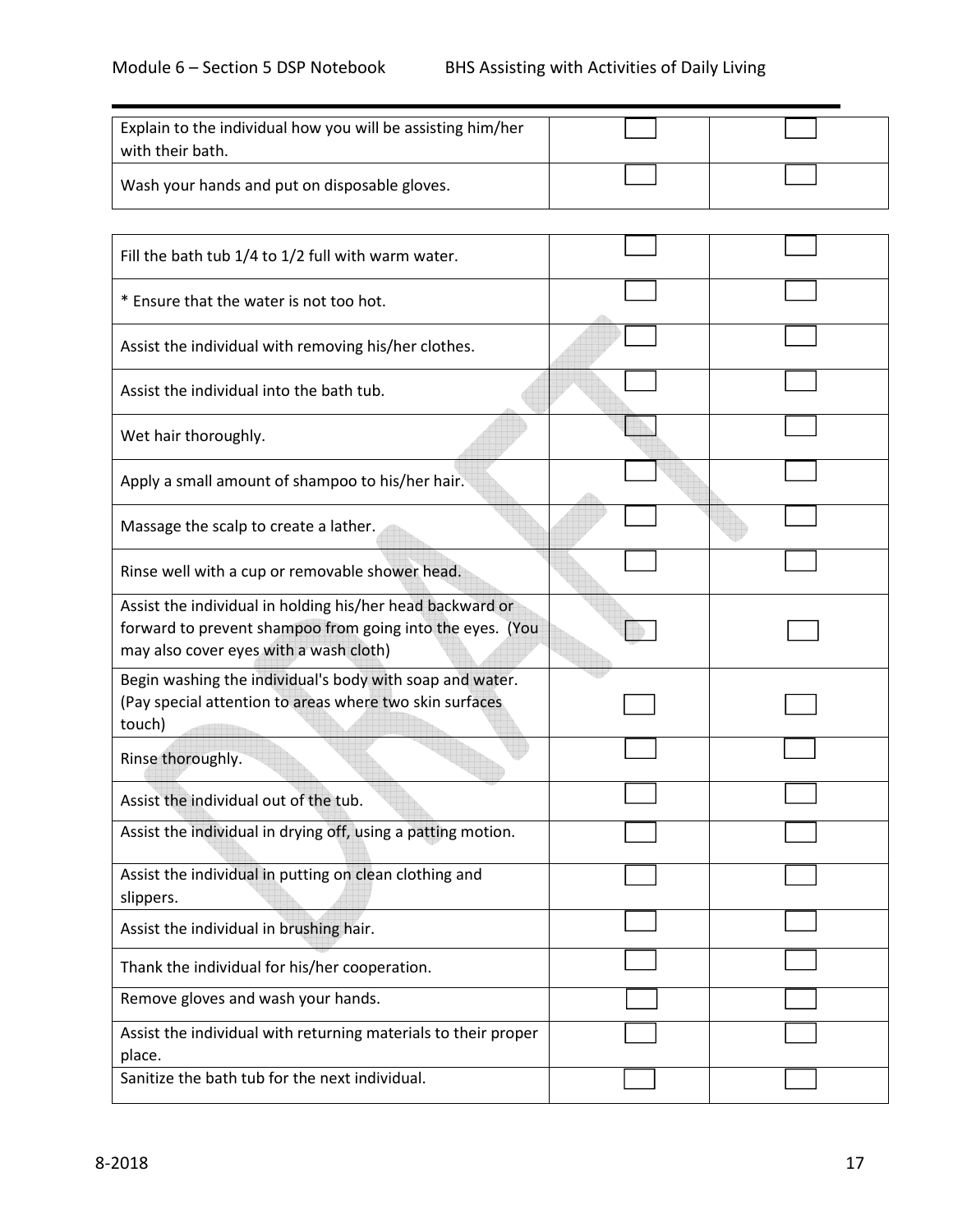| | | |
|---|---|---|
| Explain to the individual how you will be assisting him/her with their bath. | ☐ | ☐ |
| Wash your hands and put on disposable gloves. | ☐ | ☐ |

| | | |
|---|---|---|
| Fill the bath tub 1/4 to 1/2 full with warm water. | ☐ | ☐ |
| * Ensure that the water is not too hot. | ☐ | ☐ |
| Assist the individual with removing his/her clothes. | ☐ | ☐ |
| Assist the individual into the bath tub. | ☐ | ☐ |
| Wet hair thoroughly. | ☐ | ☐ |
| Apply a small amount of shampoo to his/her hair. | ☐ | ☐ |
| Massage the scalp to create a lather. | ☐ | ☐ |
| Rinse well with a cup or removable shower head. | ☐ | ☐ |
| Assist the individual in holding his/her head backward or forward to prevent shampoo from going into the eyes. (You may also cover eyes with a wash cloth) | ☐ | ☐ |
| Begin washing the individual's body with soap and water. (Pay special attention to areas where two skin surfaces touch) | ☐ | ☐ |
| Rinse thoroughly. | ☐ | ☐ |
| Assist the individual out of the tub. | ☐ | ☐ |
| Assist the individual in drying off, using a patting motion. | ☐ | ☐ |
| Assist the individual in putting on clean clothing and slippers. | ☐ | ☐ |
| Assist the individual in brushing hair. | ☐ | ☐ |
| Thank the individual for his/her cooperation. | ☐ | ☐ |
| Remove gloves and wash your hands. | ☐ | ☐ |
| Assist the individual with returning materials to their proper place. | ☐ | ☐ |
| Sanitize the bath tub for the next individual. | ☐ | ☐ |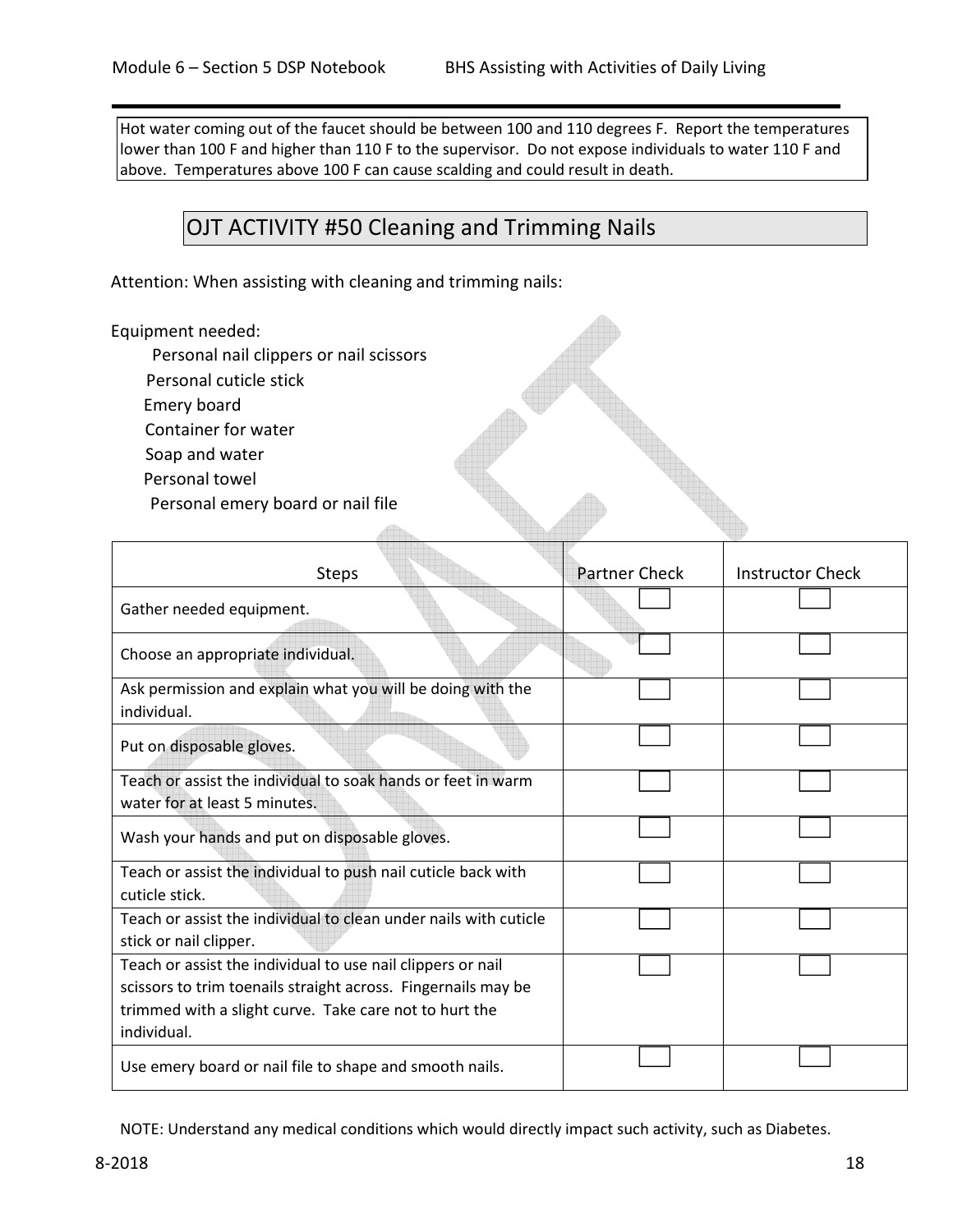Hot water coming out of the faucet should be between 100 and 110 degrees F. Report the temperatures lower than 100 F and higher than 110 F to the supervisor. Do not expose individuals to water 110 F and above. Temperatures above 100 F can cause scalding and could result in death.

## OJT ACTIVITY #50 Cleaning and Trimming Nails

Attention: When assisting with cleaning and trimming nails:

Equipment needed:

- Personal nail clippers or nail scissors
- Personal cuticle stick
- Emery board
- Container for water
- Soap and water
- Personal towel
- Personal emery board or nail file

| Steps | Partner Check | Instructor Check |
|---|---|---|
| Gather needed equipment. | ☐ | ☐ |
| Choose an appropriate individual. | ☐ | ☐ |
| Ask permission and explain what you will be doing with the individual. | ☐ | ☐ |
| Put on disposable gloves. | ☐ | ☐ |
| Teach or assist the individual to soak hands or feet in warm water for at least 5 minutes. | ☐ | ☐ |
| Wash your hands and put on disposable gloves. | ☐ | ☐ |
| Teach or assist the individual to push nail cuticle back with cuticle stick. | ☐ | ☐ |
| Teach or assist the individual to clean under nails with cuticle stick or nail clipper. | ☐ | ☐ |
| Teach or assist the individual to use nail clippers or nail scissors to trim toenails straight across. Fingernails may be trimmed with a slight curve. Take care not to hurt the individual. | ☐ | ☐ |
| Use emery board or nail file to shape and smooth nails. | ☐ | ☐ |

NOTE: Understand any medical conditions which would directly impact such activity, such as Diabetes.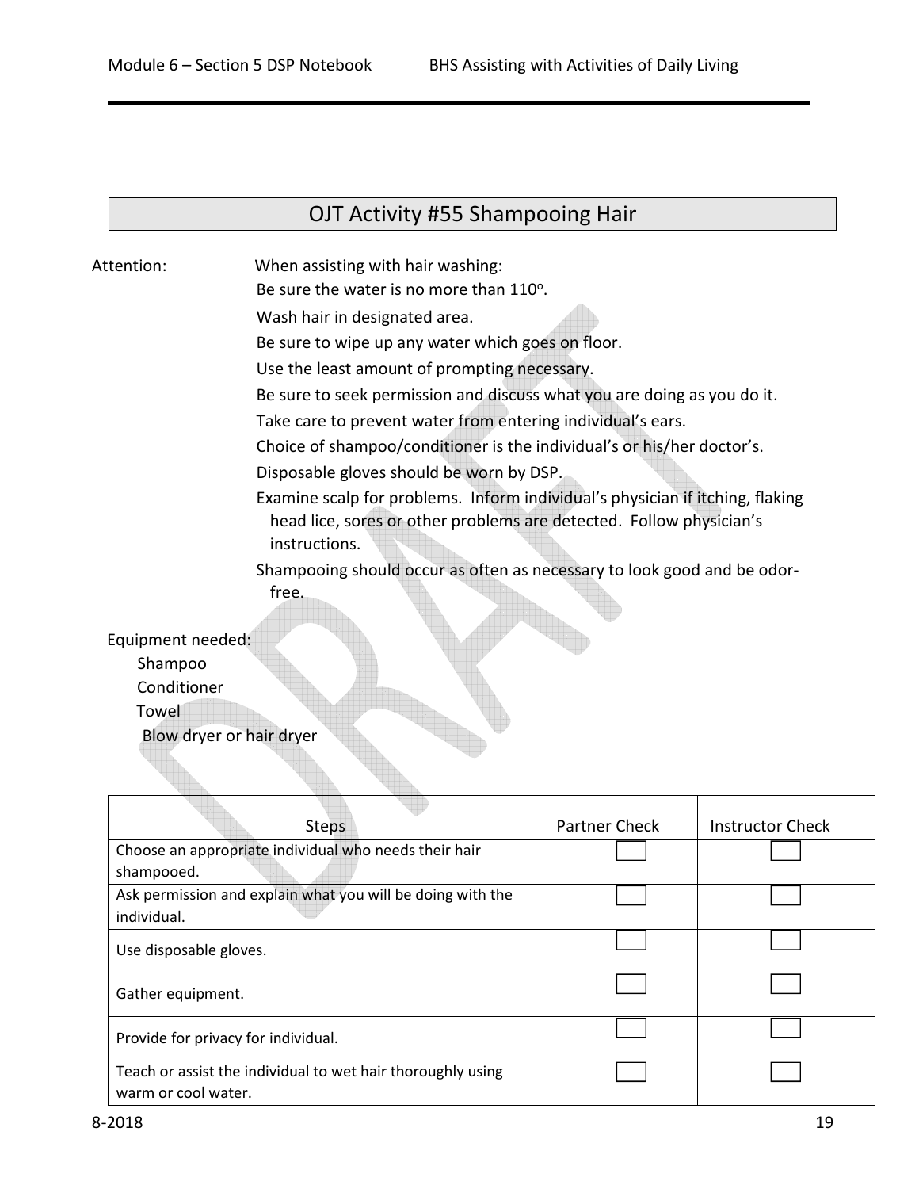## OJT Activity #55 Shampooing Hair

Attention: When assisting with hair washing:

Be sure the water is no more than 110°.

Wash hair in designated area.

Be sure to wipe up any water which goes on floor.

Use the least amount of prompting necessary.

Be sure to seek permission and discuss what you are doing as you do it.

Take care to prevent water from entering individual's ears.

Choice of shampoo/conditioner is the individual's or his/her doctor's.

Disposable gloves should be worn by DSP.

Examine scalp for problems. Inform individual's physician if itching, flaking head lice, sores or other problems are detected. Follow physician's instructions.

Shampooing should occur as often as necessary to look good and be odor-free.

Equipment needed:

- Shampoo
- Conditioner
- Towel
- Blow dryer or hair dryer

| Steps | Partner Check | Instructor Check |
|---|---|---|
| Choose an appropriate individual who needs their hair shampooed. | ☐ | ☐ |
| Ask permission and explain what you will be doing with the individual. | ☐ | ☐ |
| Use disposable gloves. | ☐ | ☐ |
| Gather equipment. | ☐ | ☐ |
| Provide for privacy for individual. | ☐ | ☐ |
| Teach or assist the individual to wet hair thoroughly using warm or cool water. | ☐ | ☐ |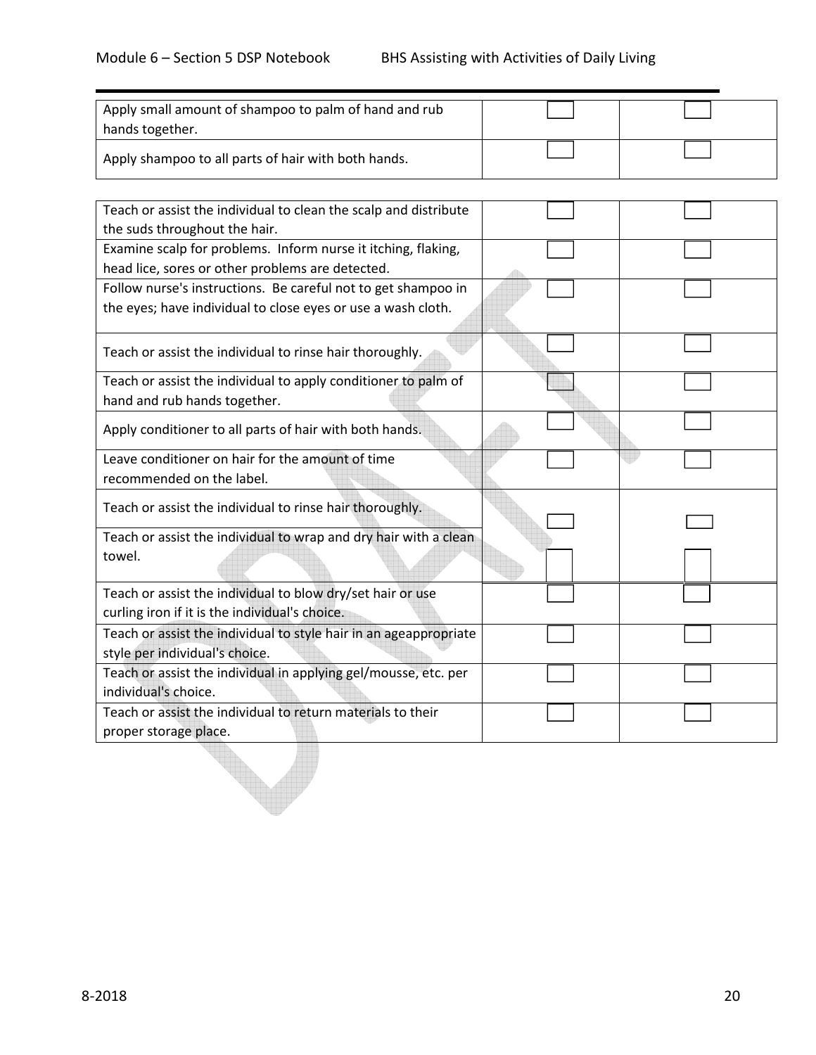| | | |
|---|---|---|
| Apply small amount of shampoo to palm of hand and rub hands together. | ☐ | ☐ |
| Apply shampoo to all parts of hair with both hands. | ☐ | ☐ |

| | | |
|---|---|---|
| Teach or assist the individual to clean the scalp and distribute the suds throughout the hair. | ☐ | ☐ |
| Examine scalp for problems. Inform nurse it itching, flaking, head lice, sores or other problems are detected. | ☐ | ☐ |
| Follow nurse's instructions. Be careful not to get shampoo in the eyes; have individual to close eyes or use a wash cloth. | ☐ | ☐ |
| Teach or assist the individual to rinse hair thoroughly. | ☐ | ☐ |
| Teach or assist the individual to apply conditioner to palm of hand and rub hands together. | ☐ | ☐ |
| Apply conditioner to all parts of hair with both hands. | ☐ | ☐ |
| Leave conditioner on hair for the amount of time recommended on the label. | ☐ | ☐ |
| Teach or assist the individual to rinse hair thoroughly. | ☐ | ☐ |
| Teach or assist the individual to wrap and dry hair with a clean towel. | ☐ | ☐ |
| Teach or assist the individual to blow dry/set hair or use curling iron if it is the individual's choice. | ☐ | ☐ |
| Teach or assist the individual to style hair in an ageappropriate style per individual's choice. | ☐ | ☐ |
| Teach or assist the individual in applying gel/mousse, etc. per individual's choice. | ☐ | ☐ |
| Teach or assist the individual to return materials to their proper storage place. | ☐ | ☐ |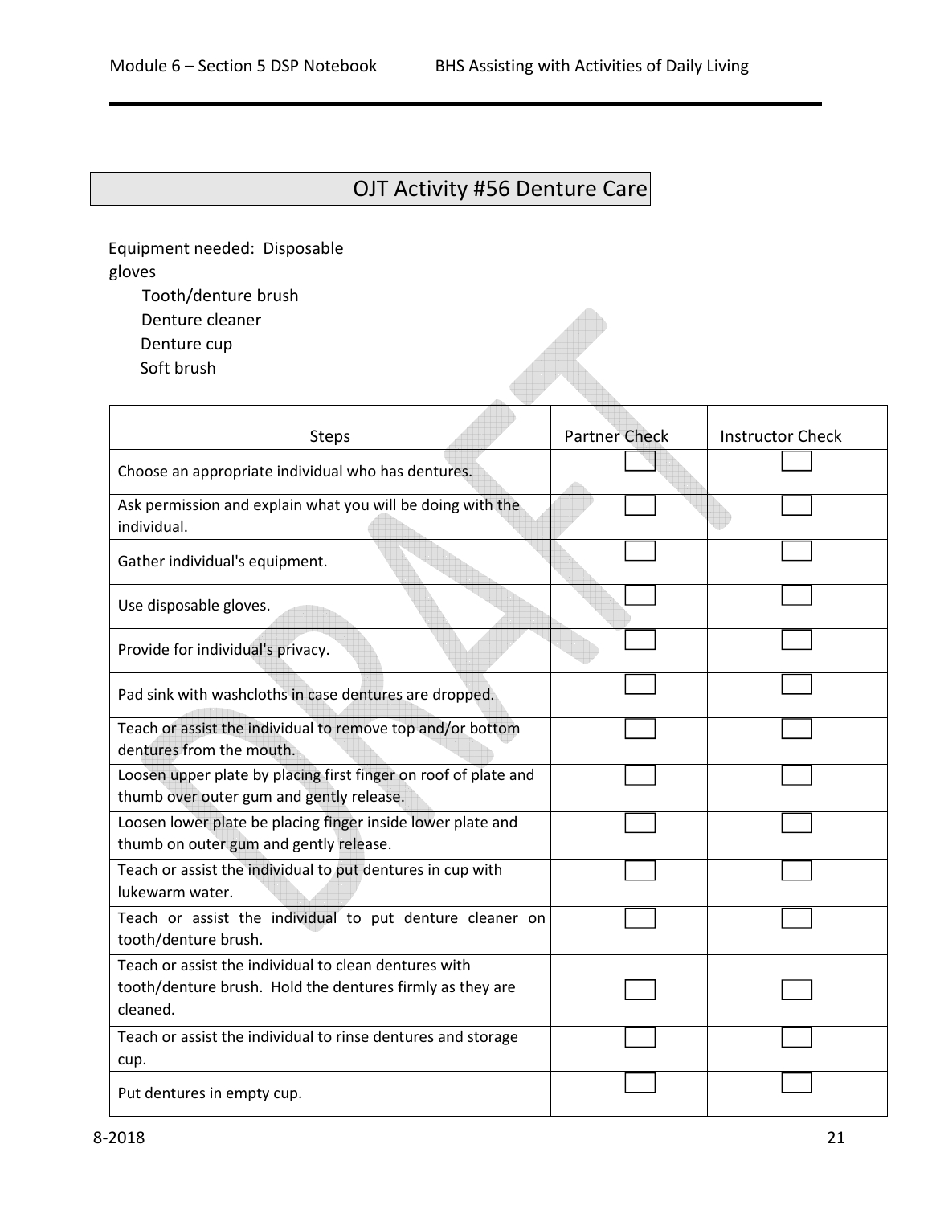# OJT Activity #56 Denture Care

Equipment needed: Disposable gloves
- Tooth/denture brush
- Denture cleaner
- Denture cup
- Soft brush

| Steps | Partner Check | Instructor Check |
|---|---|---|
| Choose an appropriate individual who has dentures. | ☐ | ☐ |
| Ask permission and explain what you will be doing with the individual. | ☐ | ☐ |
| Gather individual's equipment. | ☐ | ☐ |
| Use disposable gloves. | ☐ | ☐ |
| Provide for individual's privacy. | ☐ | ☐ |
| Pad sink with washcloths in case dentures are dropped. | ☐ | ☐ |
| Teach or assist the individual to remove top and/or bottom dentures from the mouth. | ☐ | ☐ |
| Loosen upper plate by placing first finger on roof of plate and thumb over outer gum and gently release. | ☐ | ☐ |
| Loosen lower plate be placing finger inside lower plate and thumb on outer gum and gently release. | ☐ | ☐ |
| Teach or assist the individual to put dentures in cup with lukewarm water. | ☐ | ☐ |
| Teach or assist the individual to put denture cleaner on tooth/denture brush. | ☐ | ☐ |
| Teach or assist the individual to clean dentures with tooth/denture brush. Hold the dentures firmly as they are cleaned. | ☐ | ☐ |
| Teach or assist the individual to rinse dentures and storage cup. | ☐ | ☐ |
| Put dentures in empty cup. | ☐ | ☐ |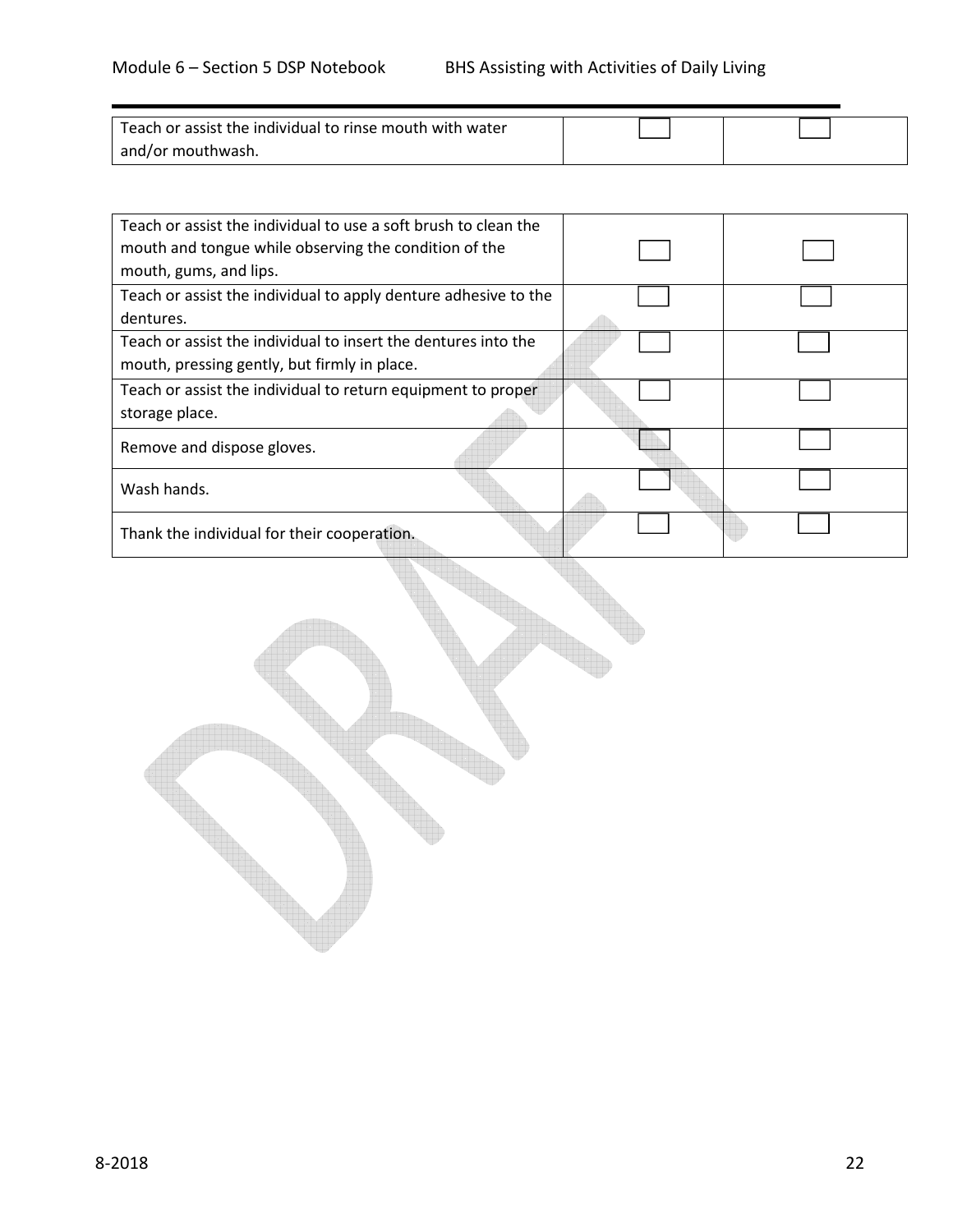| | | |
|---|---|---|
| Teach or assist the individual to rinse mouth with water and/or mouthwash. | ☐ | ☐ |

| | | |
|---|---|---|
| Teach or assist the individual to use a soft brush to clean the mouth and tongue while observing the condition of the mouth, gums, and lips. | ☐ | ☐ |
| Teach or assist the individual to apply denture adhesive to the dentures. | ☐ | ☐ |
| Teach or assist the individual to insert the dentures into the mouth, pressing gently, but firmly in place. | ☐ | ☐ |
| Teach or assist the individual to return equipment to proper storage place. | ☐ | ☐ |
| Remove and dispose gloves. | ☐ | ☐ |
| Wash hands. | ☐ | ☐ |
| Thank the individual for their cooperation. | ☐ | ☐ |